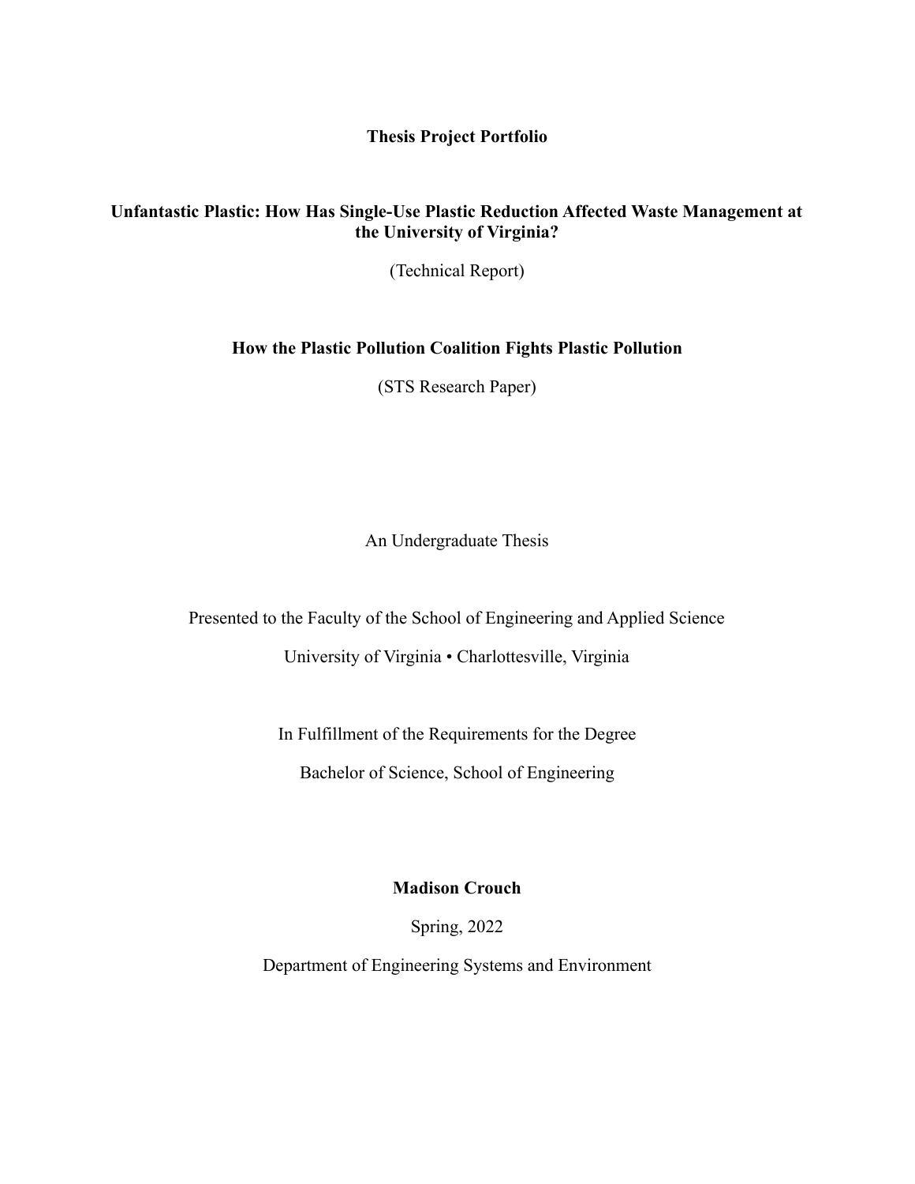# Thesis Project Portfolio

## Unfantastic Plastic: How Has Single-Use Plastic Reduction Affected Waste Management at the University of Virginia?

(Technical Report)

## How the Plastic Pollution Coalition Fights Plastic Pollution

(STS Research Paper)

An Undergraduate Thesis

Presented to the Faculty of the School of Engineering and Applied Science

University of Virginia • Charlottesville, Virginia

In Fulfillment of the Requirements for the Degree

Bachelor of Science, School of Engineering

**Madison Crouch**

Spring, 2022

Department of Engineering Systems and Environment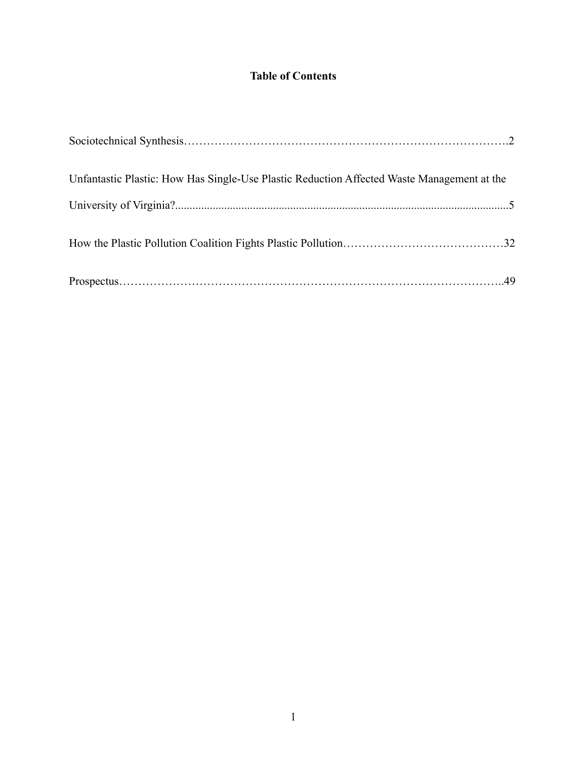**Table of Contents**

Sociotechnical Synthesis……………………………………………………………………….2

Unfantastic Plastic: How Has Single-Use Plastic Reduction Affected Waste Management at the University of Virginia?.....................................................................................................................5

How the Plastic Pollution Coalition Fights Plastic Pollution……………………………………32

Prospectus………………………………………………………………………………………..49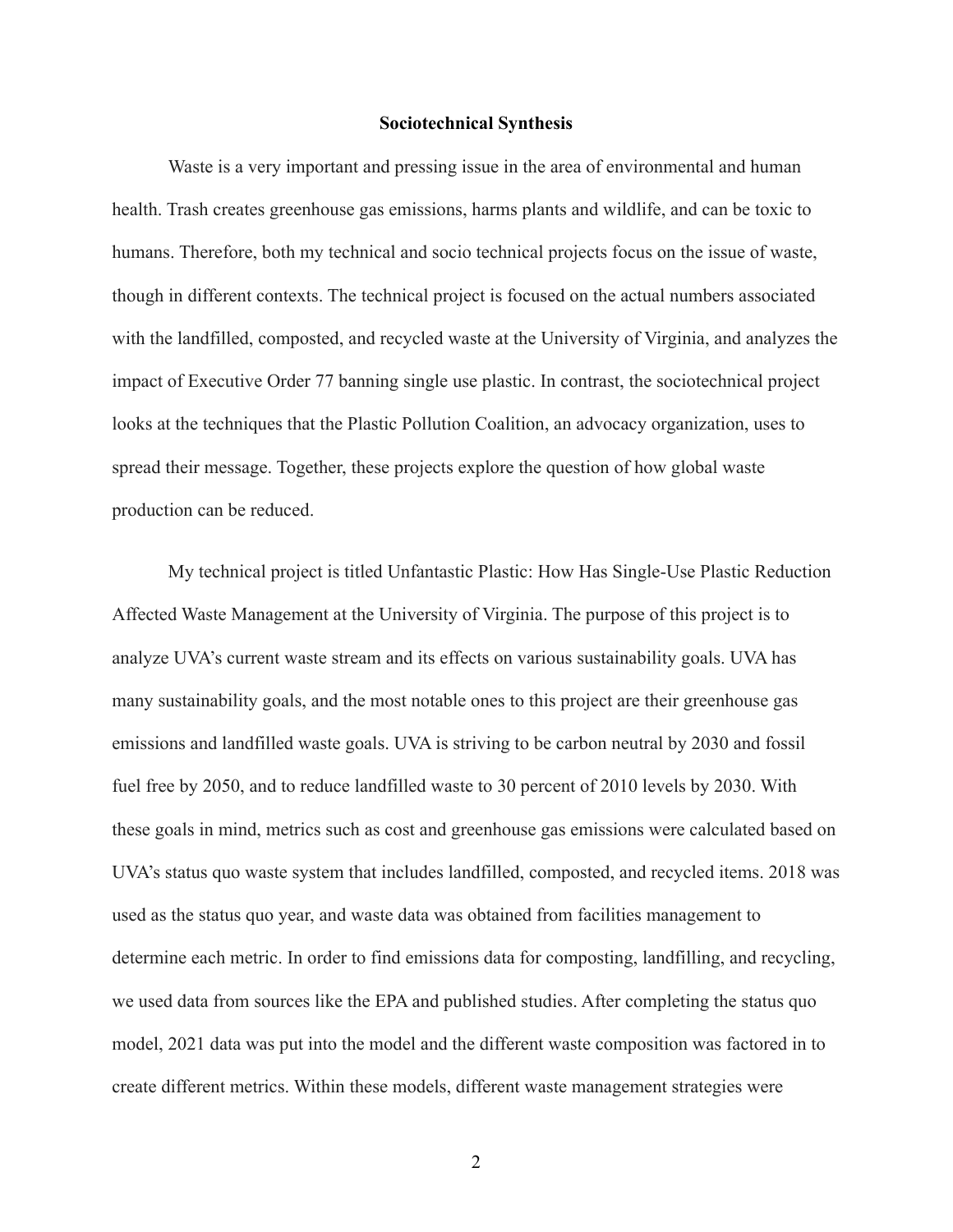## Sociotechnical Synthesis

Waste is a very important and pressing issue in the area of environmental and human health. Trash creates greenhouse gas emissions, harms plants and wildlife, and can be toxic to humans. Therefore, both my technical and socio technical projects focus on the issue of waste, though in different contexts. The technical project is focused on the actual numbers associated with the landfilled, composted, and recycled waste at the University of Virginia, and analyzes the impact of Executive Order 77 banning single use plastic. In contrast, the sociotechnical project looks at the techniques that the Plastic Pollution Coalition, an advocacy organization, uses to spread their message. Together, these projects explore the question of how global waste production can be reduced.

My technical project is titled Unfantastic Plastic: How Has Single-Use Plastic Reduction Affected Waste Management at the University of Virginia. The purpose of this project is to analyze UVA's current waste stream and its effects on various sustainability goals. UVA has many sustainability goals, and the most notable ones to this project are their greenhouse gas emissions and landfilled waste goals. UVA is striving to be carbon neutral by 2030 and fossil fuel free by 2050, and to reduce landfilled waste to 30 percent of 2010 levels by 2030. With these goals in mind, metrics such as cost and greenhouse gas emissions were calculated based on UVA's status quo waste system that includes landfilled, composted, and recycled items. 2018 was used as the status quo year, and waste data was obtained from facilities management to determine each metric. In order to find emissions data for composting, landfilling, and recycling, we used data from sources like the EPA and published studies. After completing the status quo model, 2021 data was put into the model and the different waste composition was factored in to create different metrics. Within these models, different waste management strategies were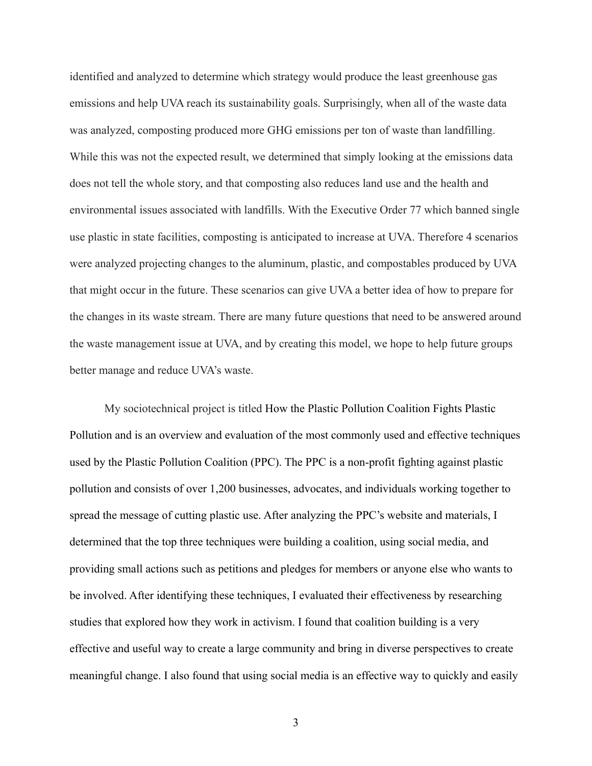identified and analyzed to determine which strategy would produce the least greenhouse gas emissions and help UVA reach its sustainability goals. Surprisingly, when all of the waste data was analyzed, composting produced more GHG emissions per ton of waste than landfilling. While this was not the expected result, we determined that simply looking at the emissions data does not tell the whole story, and that composting also reduces land use and the health and environmental issues associated with landfills. With the Executive Order 77 which banned single use plastic in state facilities, composting is anticipated to increase at UVA. Therefore 4 scenarios were analyzed projecting changes to the aluminum, plastic, and compostables produced by UVA that might occur in the future. These scenarios can give UVA a better idea of how to prepare for the changes in its waste stream. There are many future questions that need to be answered around the waste management issue at UVA, and by creating this model, we hope to help future groups better manage and reduce UVA's waste.

My sociotechnical project is titled How the Plastic Pollution Coalition Fights Plastic Pollution and is an overview and evaluation of the most commonly used and effective techniques used by the Plastic Pollution Coalition (PPC). The PPC is a non-profit fighting against plastic pollution and consists of over 1,200 businesses, advocates, and individuals working together to spread the message of cutting plastic use. After analyzing the PPC's website and materials, I determined that the top three techniques were building a coalition, using social media, and providing small actions such as petitions and pledges for members or anyone else who wants to be involved. After identifying these techniques, I evaluated their effectiveness by researching studies that explored how they work in activism. I found that coalition building is a very effective and useful way to create a large community and bring in diverse perspectives to create meaningful change. I also found that using social media is an effective way to quickly and easily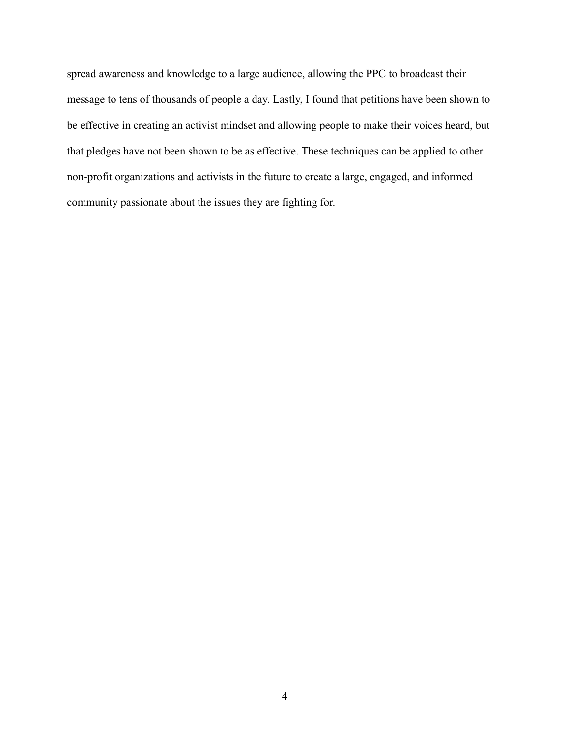spread awareness and knowledge to a large audience, allowing the PPC to broadcast their message to tens of thousands of people a day. Lastly, I found that petitions have been shown to be effective in creating an activist mindset and allowing people to make their voices heard, but that pledges have not been shown to be as effective. These techniques can be applied to other non-profit organizations and activists in the future to create a large, engaged, and informed community passionate about the issues they are fighting for.